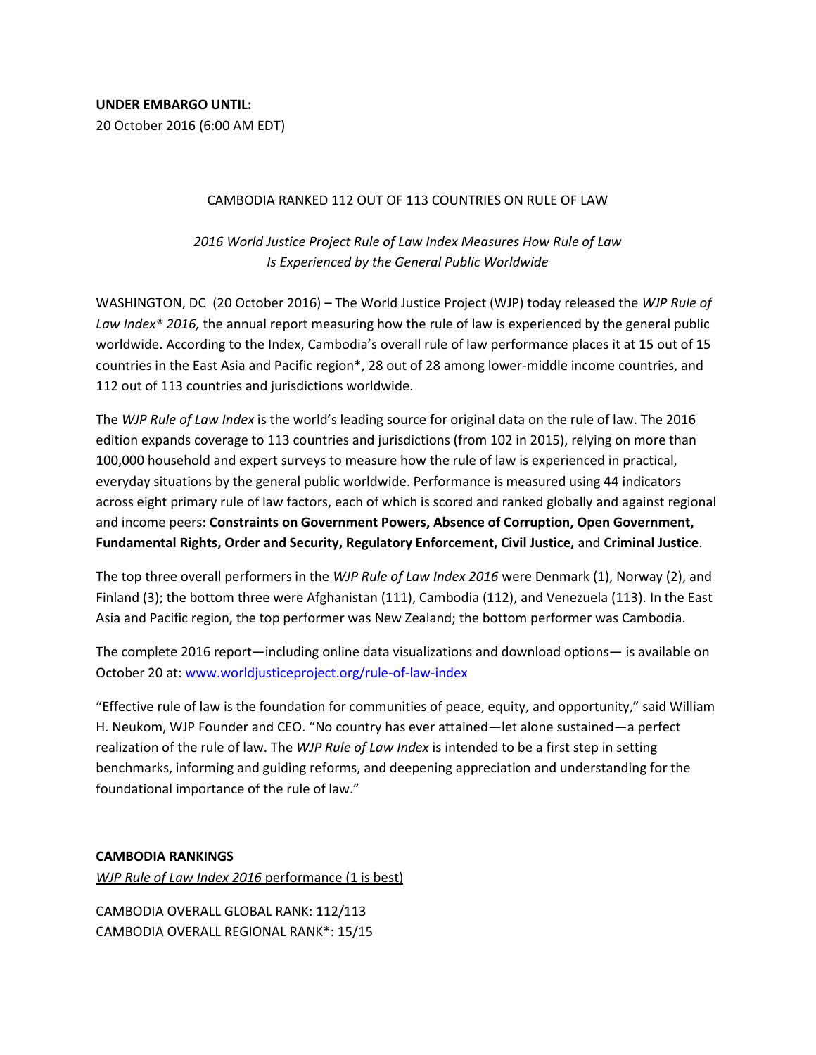**UNDER EMBARGO UNTIL:**
20 October 2016 (6:00 AM EDT)

# CAMBODIA RANKED 112 OUT OF 113 COUNTRIES ON RULE OF LAW

*2016 World Justice Project Rule of Law Index Measures How Rule of Law Is Experienced by the General Public Worldwide*

WASHINGTON, DC (20 October 2016) – The World Justice Project (WJP) today released the *WJP Rule of Law Index® 2016,* the annual report measuring how the rule of law is experienced by the general public worldwide. According to the Index, Cambodia's overall rule of law performance places it at 15 out of 15 countries in the East Asia and Pacific region*, 28 out of 28 among lower-middle income countries, and 112 out of 113 countries and jurisdictions worldwide.

The *WJP Rule of Law Index* is the world's leading source for original data on the rule of law. The 2016 edition expands coverage to 113 countries and jurisdictions (from 102 in 2015), relying on more than 100,000 household and expert surveys to measure how the rule of law is experienced in practical, everyday situations by the general public worldwide. Performance is measured using 44 indicators across eight primary rule of law factors, each of which is scored and ranked globally and against regional and income peers**: Constraints on Government Powers, Absence of Corruption, Open Government, Fundamental Rights, Order and Security, Regulatory Enforcement, Civil Justice,** and **Criminal Justice**.

The top three overall performers in the *WJP Rule of Law Index 2016* were Denmark (1), Norway (2), and Finland (3); the bottom three were Afghanistan (111), Cambodia (112), and Venezuela (113). In the East Asia and Pacific region, the top performer was New Zealand; the bottom performer was Cambodia.

The complete 2016 report—including online data visualizations and download options— is available on October 20 at: www.worldjusticeproject.org/rule-of-law-index

"Effective rule of law is the foundation for communities of peace, equity, and opportunity," said William H. Neukom, WJP Founder and CEO. "No country has ever attained—let alone sustained—a perfect realization of the rule of law. The *WJP Rule of Law Index* is intended to be a first step in setting benchmarks, informing and guiding reforms, and deepening appreciation and understanding for the foundational importance of the rule of law."

**CAMBODIA RANKINGS**

*WJP Rule of Law Index 2016* performance (1 is best)

CAMBODIA OVERALL GLOBAL RANK: 112/113
CAMBODIA OVERALL REGIONAL RANK*: 15/15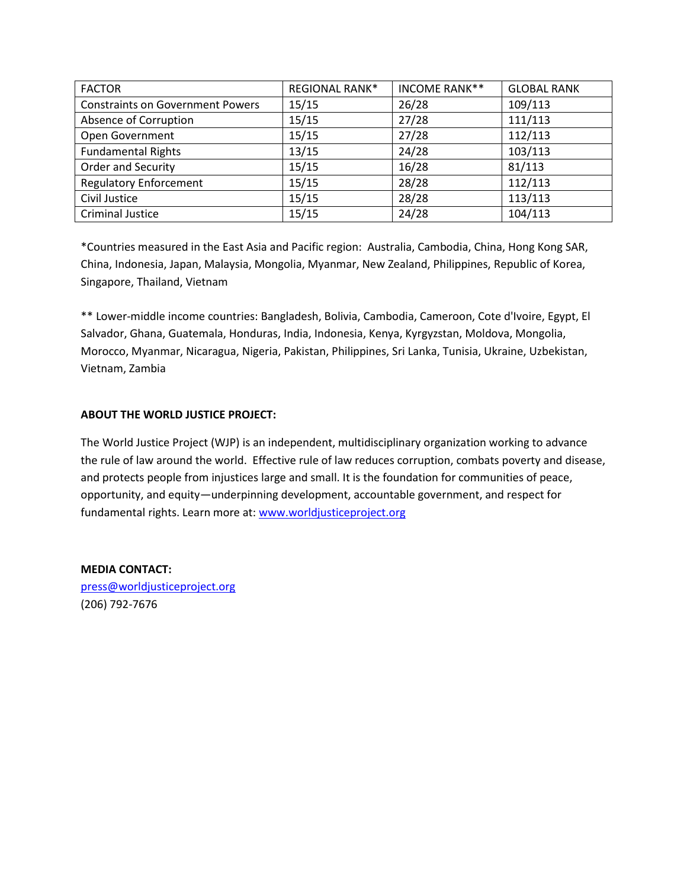| FACTOR | REGIONAL RANK* | INCOME RANK** | GLOBAL RANK |
| --- | --- | --- | --- |
| Constraints on Government Powers | 15/15 | 26/28 | 109/113 |
| Absence of Corruption | 15/15 | 27/28 | 111/113 |
| Open Government | 15/15 | 27/28 | 112/113 |
| Fundamental Rights | 13/15 | 24/28 | 103/113 |
| Order and Security | 15/15 | 16/28 | 81/113 |
| Regulatory Enforcement | 15/15 | 28/28 | 112/113 |
| Civil Justice | 15/15 | 28/28 | 113/113 |
| Criminal Justice | 15/15 | 24/28 | 104/113 |

*Countries measured in the East Asia and Pacific region: Australia, Cambodia, China, Hong Kong SAR, China, Indonesia, Japan, Malaysia, Mongolia, Myanmar, New Zealand, Philippines, Republic of Korea, Singapore, Thailand, Vietnam

** Lower-middle income countries: Bangladesh, Bolivia, Cambodia, Cameroon, Cote d'Ivoire, Egypt, El Salvador, Ghana, Guatemala, Honduras, India, Indonesia, Kenya, Kyrgyzstan, Moldova, Mongolia, Morocco, Myanmar, Nicaragua, Nigeria, Pakistan, Philippines, Sri Lanka, Tunisia, Ukraine, Uzbekistan, Vietnam, Zambia

**ABOUT THE WORLD JUSTICE PROJECT:**

The World Justice Project (WJP) is an independent, multidisciplinary organization working to advance the rule of law around the world. Effective rule of law reduces corruption, combats poverty and disease, and protects people from injustices large and small. It is the foundation for communities of peace, opportunity, and equity—underpinning development, accountable government, and respect for fundamental rights. Learn more at: [www.worldjusticeproject.org](http://www.worldjusticeproject.org)

**MEDIA CONTACT:**
[press@worldjusticeproject.org](mailto:press@worldjusticeproject.org)
(206) 792-7676